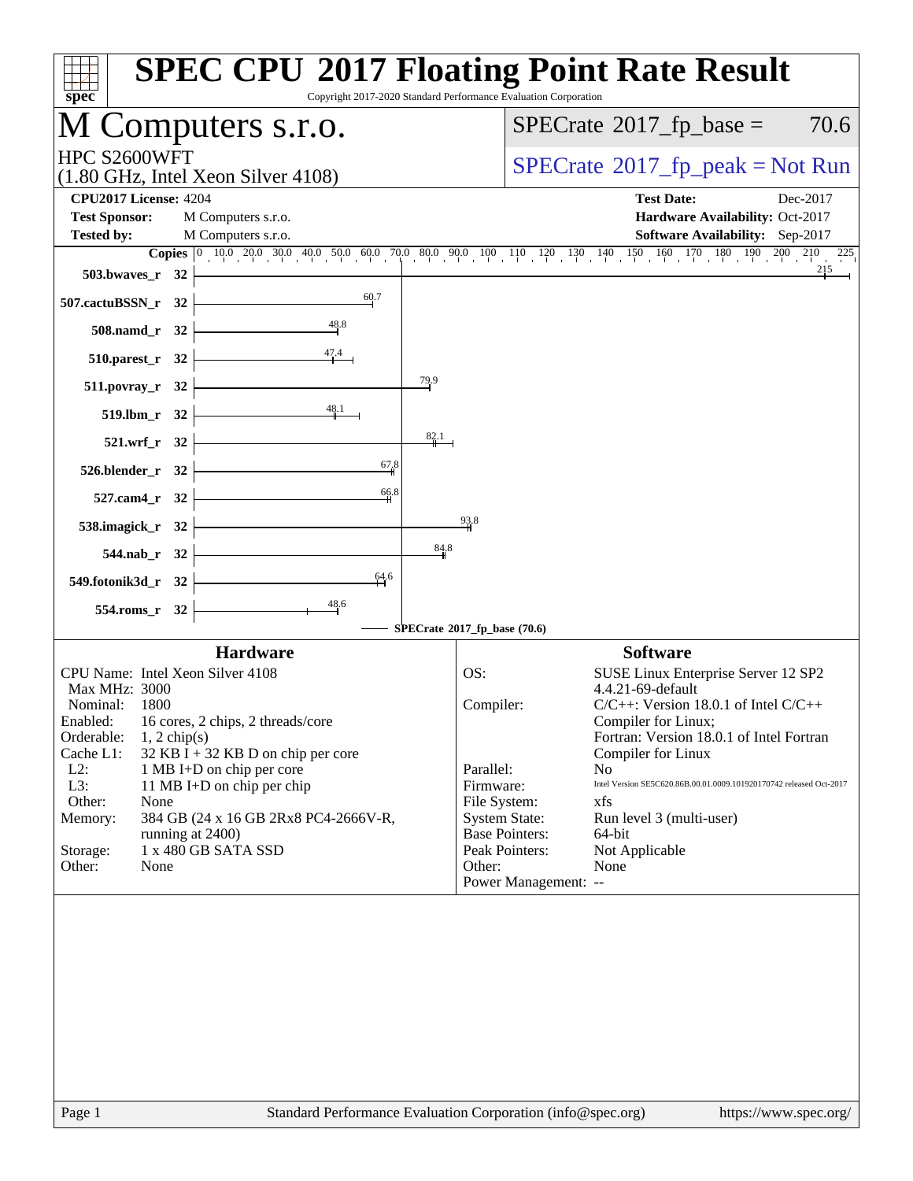# SPEC CPU 2017 Floating Point Rate Result

Copyright 2017-2020 Standard Performance Evaluation Corporation

## M Computers s.r.o.

HPC S2600WFT
(1.80 GHz, Intel Xeon Silver 4108)

SPECrate 2017_fp_base = 70.6

SPECrate 2017_fp_peak = Not Run

**CPU2017 License:** 4204
**Test Sponsor:** M Computers s.r.o.
**Tested by:** M Computers s.r.o.

**Test Date:** Dec-2017
**Hardware Availability:** Oct-2017
**Software Availability:** Sep-2017

| Benchmark | Copies | SPECrate 2017_fp_base |
|---|---|---|
| 503.bwaves_r | 32 | 215 |
| 507.cactuBSSN_r | 32 | 60.7 |
| 508.namd_r | 32 | 48.8 |
| 510.parest_r | 32 | 47.4 |
| 511.povray_r | 32 | 79.9 |
| 519.lbm_r | 32 | 48.1 |
| 521.wrf_r | 32 | 82.1 |
| 526.blender_r | 32 | 67.8 |
| 527.cam4_r | 32 | 66.8 |
| 538.imagick_r | 32 | 93.8 |
| 544.nab_r | 32 | 84.8 |
| 549.fotonik3d_r | 32 | 64.6 |
| 554.roms_r | 32 | 48.6 |

SPECrate 2017_fp_base (70.6)

### Hardware

- CPU Name: Intel Xeon Silver 4108
- Max MHz: 3000
- Nominal: 1800
- Enabled: 16 cores, 2 chips, 2 threads/core
- Orderable: 1, 2 chip(s)
- Cache L1: 32 KB I + 32 KB D on chip per core
- L2: 1 MB I+D on chip per core
- L3: 11 MB I+D on chip per chip
- Other: None
- Memory: 384 GB (24 x 16 GB 2Rx8 PC4-2666V-R, running at 2400)
- Storage: 1 x 480 GB SATA SSD
- Other: None

### Software

- OS: SUSE Linux Enterprise Server 12 SP2 4.4.21-69-default
- Compiler: C/C++: Version 18.0.1 of Intel C/C++ Compiler for Linux; Fortran: Version 18.0.1 of Intel Fortran Compiler for Linux
- Parallel: No
- Firmware: Intel Version SE5C620.86B.00.01.0009.101920170742 released Oct-2017
- File System: xfs
- System State: Run level 3 (multi-user)
- Base Pointers: 64-bit
- Peak Pointers: Not Applicable
- Other: None
- Power Management: --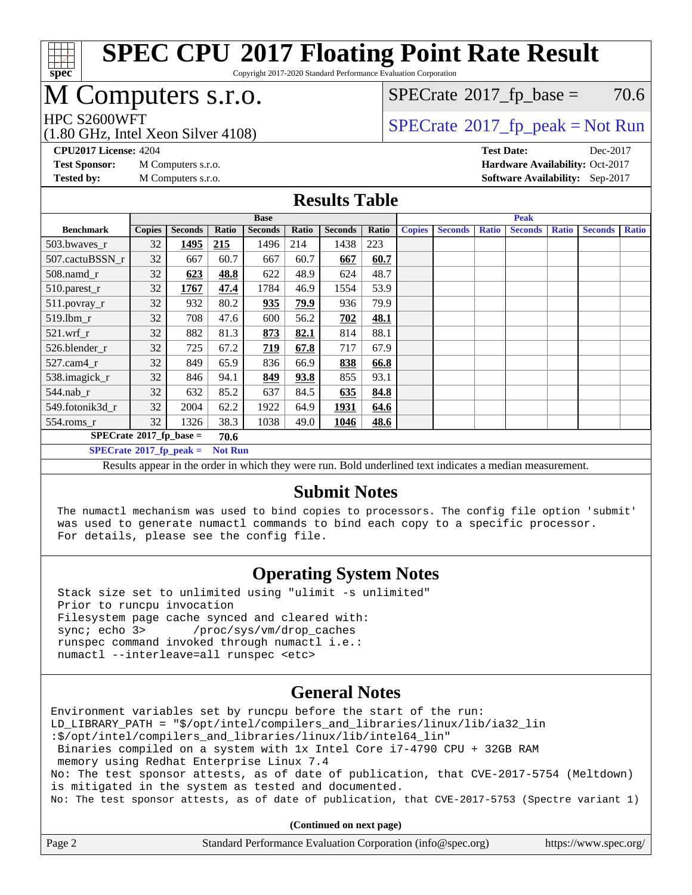# SPEC CPU 2017 Floating Point Rate Result

Copyright 2017-2020 Standard Performance Evaluation Corporation

# M Computers s.r.o.

HPC S2600WFT
(1.80 GHz, Intel Xeon Silver 4108)

SPECrate 2017_fp_base = 70.6

SPECrate 2017_fp_peak = Not Run

**CPU2017 License:** 4204
**Test Sponsor:** M Computers s.r.o.
**Tested by:** M Computers s.r.o.

**Test Date:** Dec-2017
**Hardware Availability:** Oct-2017
**Software Availability:** Sep-2017

## Results Table

| | Base | | | | | | | Peak | | | | | | |
|---|---|---|---|---|---|---|---|---|---|---|---|---|---|---|
| **Benchmark** | **Copies** | **Seconds** | **Ratio** | **Seconds** | **Ratio** | **Seconds** | **Ratio** | **Copies** | **Seconds** | **Ratio** | **Seconds** | **Ratio** | **Seconds** | **Ratio** |
| 503.bwaves_r | 32 | **1495** | **215** | 1496 | 214 | 1438 | 223 | | | | | | | |
| 507.cactuBSSN_r | 32 | 667 | 60.7 | 667 | 60.7 | **667** | **60.7** | | | | | | | |
| 508.namd_r | 32 | **623** | **48.8** | 622 | 48.9 | 624 | 48.7 | | | | | | | |
| 510.parest_r | 32 | **1767** | **47.4** | 1784 | 46.9 | 1554 | 53.9 | | | | | | | |
| 511.povray_r | 32 | 932 | 80.2 | **935** | **79.9** | 936 | 79.9 | | | | | | | |
| 519.lbm_r | 32 | 708 | 47.6 | 600 | 56.2 | **702** | **48.1** | | | | | | | |
| 521.wrf_r | 32 | 882 | 81.3 | **873** | **82.1** | 814 | 88.1 | | | | | | | |
| 526.blender_r | 32 | 725 | 67.2 | **719** | **67.8** | 717 | 67.9 | | | | | | | |
| 527.cam4_r | 32 | 849 | 65.9 | 836 | 66.9 | **838** | **66.8** | | | | | | | |
| 538.imagick_r | 32 | 846 | 94.1 | **849** | **93.8** | 855 | 93.1 | | | | | | | |
| 544.nab_r | 32 | 632 | 85.2 | 637 | 84.5 | **635** | **84.8** | | | | | | | |
| 549.fotonik3d_r | 32 | 2004 | 62.2 | 1922 | 64.9 | **1931** | **64.6** | | | | | | | |
| 554.roms_r | 32 | 1326 | 38.3 | 1038 | 49.0 | **1046** | **48.6** | | | | | | | |

**SPECrate 2017_fp_base = 70.6**

**SPECrate 2017_fp_peak = Not Run**

Results appear in the order in which they were run. Bold underlined text indicates a median measurement.

## Submit Notes

```
The numactl mechanism was used to bind copies to processors. The config file option 'submit'
was used to generate numactl commands to bind each copy to a specific processor.
For details, please see the config file.
```

## Operating System Notes

```
Stack size set to unlimited using "ulimit -s unlimited"
Prior to runcpu invocation
Filesystem page cache synced and cleared with:
sync; echo 3>       /proc/sys/vm/drop_caches
runspec command invoked through numactl i.e.:
numactl --interleave=all runspec <etc>
```

## General Notes

```
Environment variables set by runcpu before the start of the run:
LD_LIBRARY_PATH = "$/opt/intel/compilers_and_libraries/linux/lib/ia32_lin
:$/opt/intel/compilers_and_libraries/linux/lib/intel64_lin"
 Binaries compiled on a system with 1x Intel Core i7-4790 CPU + 32GB RAM
 memory using Redhat Enterprise Linux 7.4
No: The test sponsor attests, as of date of publication, that CVE-2017-5754 (Meltdown)
is mitigated in the system as tested and documented.
No: The test sponsor attests, as of date of publication, that CVE-2017-5753 (Spectre variant 1)
```

**(Continued on next page)**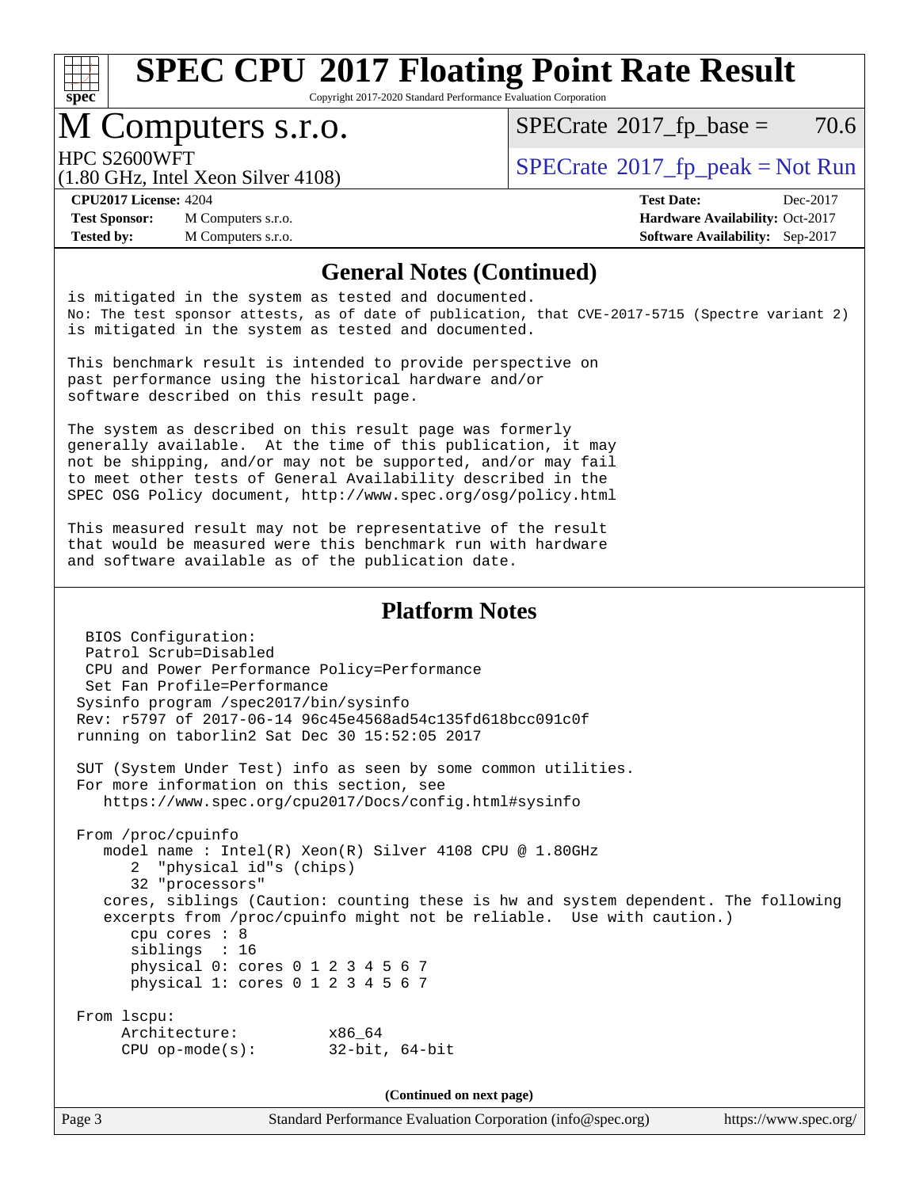# SPEC CPU 2017 Floating Point Rate Result

Copyright 2017-2020 Standard Performance Evaluation Corporation

# M Computers s.r.o.

HPC S2600WFT
(1.80 GHz, Intel Xeon Silver 4108)

SPECrate 2017_fp_base = 70.6

SPECrate 2017_fp_peak = Not Run

**CPU2017 License:** 4204
**Test Sponsor:** M Computers s.r.o.
**Tested by:** M Computers s.r.o.

**Test Date:** Dec-2017
**Hardware Availability:** Oct-2017
**Software Availability:** Sep-2017

## General Notes (Continued)

```
is mitigated in the system as tested and documented.
No: The test sponsor attests, as of date of publication, that CVE-2017-5715 (Spectre variant 2)
is mitigated in the system as tested and documented.

This benchmark result is intended to provide perspective on
past performance using the historical hardware and/or
software described on this result page.

The system as described on this result page was formerly
generally available.  At the time of this publication, it may
not be shipping, and/or may not be supported, and/or may fail
to meet other tests of General Availability described in the
SPEC OSG Policy document, http://www.spec.org/osg/policy.html

This measured result may not be representative of the result
that would be measured were this benchmark run with hardware
and software available as of the publication date.
```

## Platform Notes

```
  BIOS Configuration:
  Patrol Scrub=Disabled
  CPU and Power Performance Policy=Performance
  Set Fan Profile=Performance
 Sysinfo program /spec2017/bin/sysinfo
 Rev: r5797 of 2017-06-14 96c45e4568ad54c135fd618bcc091c0f
 running on taborlin2 Sat Dec 30 15:52:05 2017

 SUT (System Under Test) info as seen by some common utilities.
 For more information on this section, see
    https://www.spec.org/cpu2017/Docs/config.html#sysinfo

 From /proc/cpuinfo
    model name : Intel(R) Xeon(R) Silver 4108 CPU @ 1.80GHz
       2  "physical id"s (chips)
       32 "processors"
    cores, siblings (Caution: counting these is hw and system dependent. The following
    excerpts from /proc/cpuinfo might not be reliable.  Use with caution.)
       cpu cores : 8
       siblings  : 16
       physical 0: cores 0 1 2 3 4 5 6 7
       physical 1: cores 0 1 2 3 4 5 6 7

 From lscpu:
      Architecture:          x86_64
      CPU op-mode(s):        32-bit, 64-bit
```

(Continued on next page)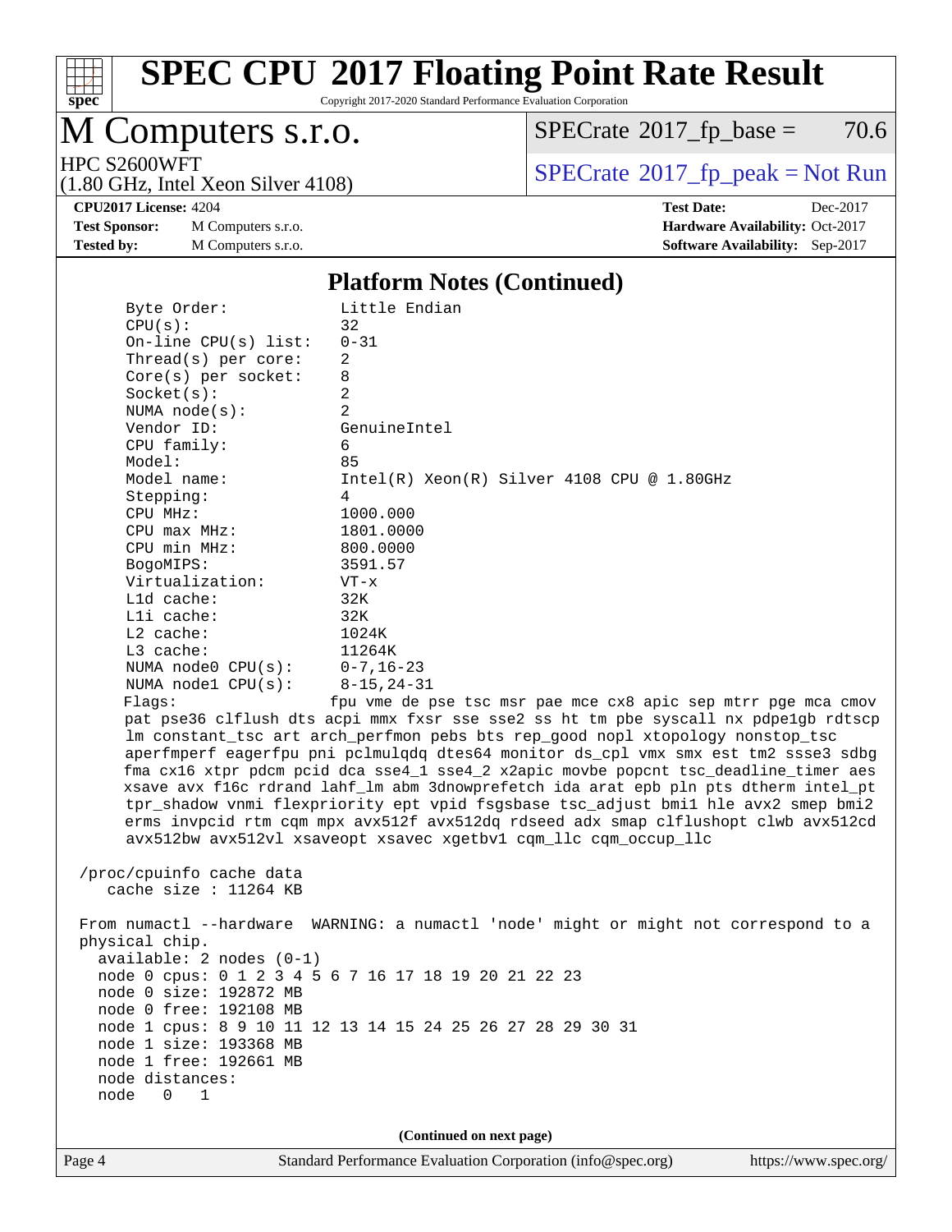# SPEC CPU 2017 Floating Point Rate Result

Copyright 2017-2020 Standard Performance Evaluation Corporation

# M Computers s.r.o.

HPC S2600WFT
(1.80 GHz, Intel Xeon Silver 4108)

SPECrate 2017_fp_base = 70.6

SPECrate 2017_fp_peak = Not Run

**CPU2017 License:** 4204
**Test Sponsor:** M Computers s.r.o.
**Tested by:** M Computers s.r.o.

**Test Date:** Dec-2017
**Hardware Availability:** Oct-2017
**Software Availability:** Sep-2017

## Platform Notes (Continued)

```
    Byte Order:            Little Endian
    CPU(s):                32
    On-line CPU(s) list:   0-31
    Thread(s) per core:    2
    Core(s) per socket:    8
    Socket(s):             2
    NUMA node(s):          2
    Vendor ID:             GenuineIntel
    CPU family:            6
    Model:                 85
    Model name:            Intel(R) Xeon(R) Silver 4108 CPU @ 1.80GHz
    Stepping:              4
    CPU MHz:               1000.000
    CPU max MHz:           1801.0000
    CPU min MHz:           800.0000
    BogoMIPS:              3591.57
    Virtualization:        VT-x
    L1d cache:             32K
    L1i cache:             32K
    L2 cache:              1024K
    L3 cache:              11264K
    NUMA node0 CPU(s):     0-7,16-23
    NUMA node1 CPU(s):     8-15,24-31
    Flags:                fpu vme de pse tsc msr pae mce cx8 apic sep mtrr pge mca cmov
    pat pse36 clflush dts acpi mmx fxsr sse sse2 ss ht tm pbe syscall nx pdpe1gb rdtscp
    lm constant_tsc art arch_perfmon pebs bts rep_good nopl xtopology nonstop_tsc
    aperfmperf eagerfpu pni pclmulqdq dtes64 monitor ds_cpl vmx smx est tm2 ssse3 sdbg
    fma cx16 xtpr pdcm pcid dca sse4_1 sse4_2 x2apic movbe popcnt tsc_deadline_timer aes
    xsave avx f16c rdrand lahf_lm abm 3dnowprefetch ida arat epb pln pts dtherm intel_pt
    tpr_shadow vnmi flexpriority ept vpid fsgsbase tsc_adjust bmi1 hle avx2 smep bmi2
    erms invpcid rtm cqm mpx avx512f avx512dq rdseed adx smap clflushopt clwb avx512cd
    avx512bw avx512vl xsaveopt xsavec xgetbv1 cqm_llc cqm_occup_llc

 /proc/cpuinfo cache data
    cache size : 11264 KB

 From numactl --hardware  WARNING: a numactl 'node' might or might not correspond to a
 physical chip.
   available: 2 nodes (0-1)
   node 0 cpus: 0 1 2 3 4 5 6 7 16 17 18 19 20 21 22 23
   node 0 size: 192872 MB
   node 0 free: 192108 MB
   node 1 cpus: 8 9 10 11 12 13 14 15 24 25 26 27 28 29 30 31
   node 1 size: 193368 MB
   node 1 free: 192661 MB
   node distances:
   node   0   1
```

(Continued on next page)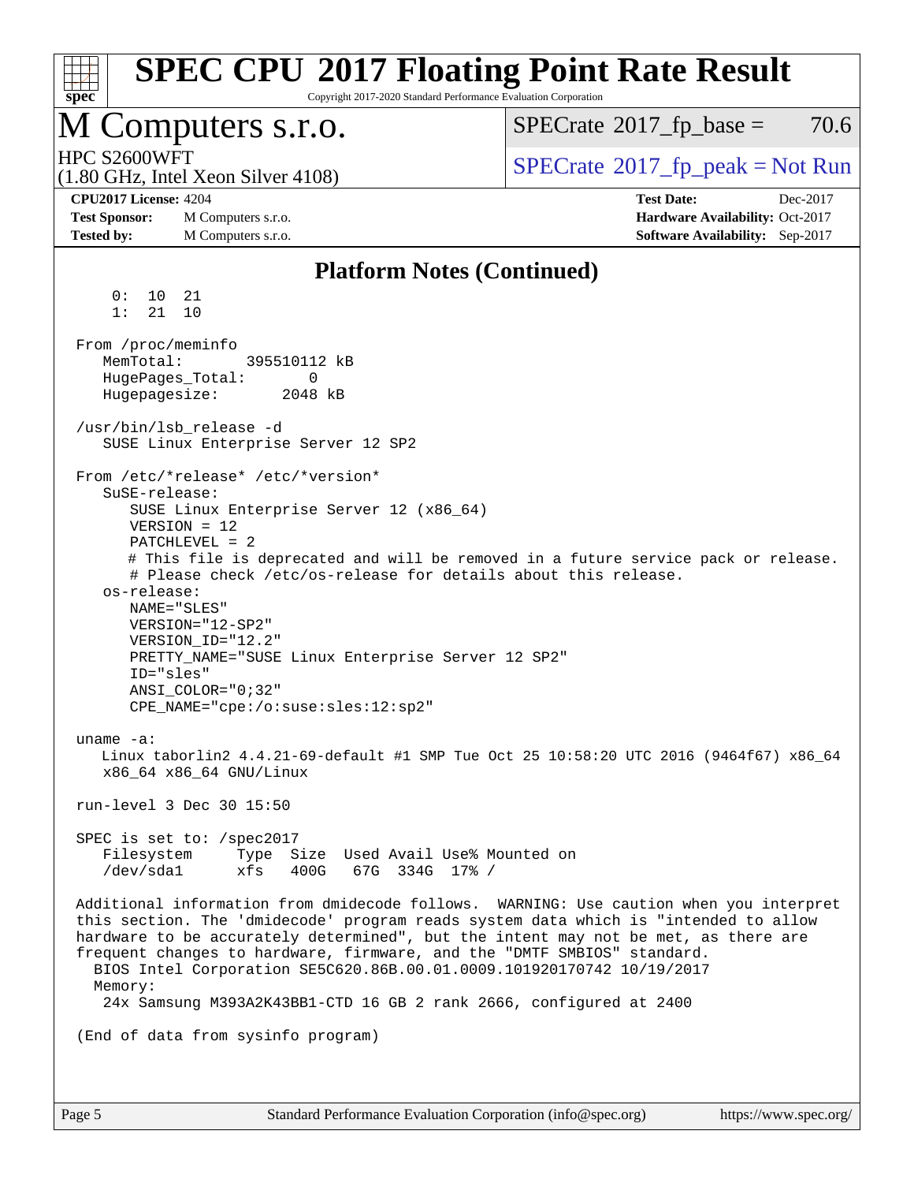# SPEC CPU 2017 Floating Point Rate Result

Copyright 2017-2020 Standard Performance Evaluation Corporation

## M Computers s.r.o.

HPC S2600WFT
(1.80 GHz, Intel Xeon Silver 4108)

SPECrate 2017_fp_base = 70.6

SPECrate 2017_fp_peak = Not Run

**CPU2017 License:** 4204
**Test Sponsor:** M Computers s.r.o.
**Tested by:** M Computers s.r.o.

**Test Date:** Dec-2017
**Hardware Availability:** Oct-2017
**Software Availability:** Sep-2017

### Platform Notes (Continued)

```
     0:  10  21
     1:  21  10

 From /proc/meminfo
    MemTotal:       395510112 kB
    HugePages_Total:       0
    Hugepagesize:       2048 kB

 /usr/bin/lsb_release -d
    SUSE Linux Enterprise Server 12 SP2

 From /etc/*release* /etc/*version*
    SuSE-release:
       SUSE Linux Enterprise Server 12 (x86_64)
       VERSION = 12
       PATCHLEVEL = 2
       # This file is deprecated and will be removed in a future service pack or release.
       # Please check /etc/os-release for details about this release.
    os-release:
       NAME="SLES"
       VERSION="12-SP2"
       VERSION_ID="12.2"
       PRETTY_NAME="SUSE Linux Enterprise Server 12 SP2"
       ID="sles"
       ANSI_COLOR="0;32"
       CPE_NAME="cpe:/o:suse:sles:12:sp2"

 uname -a:
    Linux taborlin2 4.4.21-69-default #1 SMP Tue Oct 25 10:58:20 UTC 2016 (9464f67) x86_64
    x86_64 x86_64 GNU/Linux

 run-level 3 Dec 30 15:50

 SPEC is set to: /spec2017
    Filesystem     Type  Size  Used Avail Use% Mounted on
    /dev/sda1      xfs   400G   67G  334G  17% /

 Additional information from dmidecode follows.  WARNING: Use caution when you interpret
 this section. The 'dmidecode' program reads system data which is "intended to allow
 hardware to be accurately determined", but the intent may not be met, as there are
 frequent changes to hardware, firmware, and the "DMTF SMBIOS" standard.
   BIOS Intel Corporation SE5C620.86B.00.01.0009.101920170742 10/19/2017
   Memory:
    24x Samsung M393A2K43BB1-CTD 16 GB 2 rank 2666, configured at 2400

 (End of data from sysinfo program)
```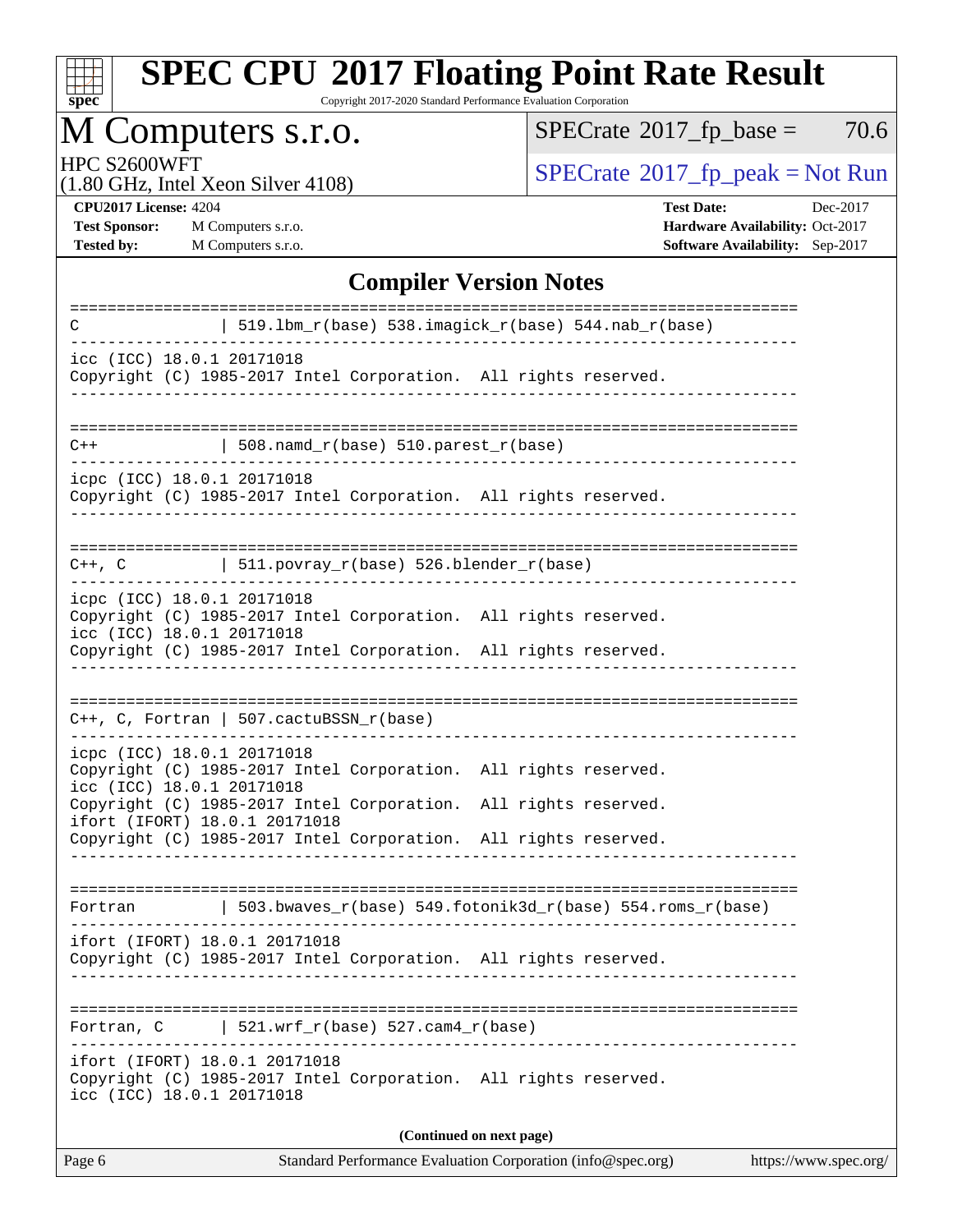# SPEC CPU 2017 Floating Point Rate Result

Copyright 2017-2020 Standard Performance Evaluation Corporation

# M Computers s.r.o.

HPC S2600WFT
(1.80 GHz, Intel Xeon Silver 4108)

SPECrate 2017_fp_base = 70.6

SPECrate 2017_fp_peak = Not Run

**CPU2017 License:** 4204
**Test Sponsor:** M Computers s.r.o.
**Tested by:** M Computers s.r.o.

**Test Date:** Dec-2017
**Hardware Availability:** Oct-2017
**Software Availability:** Sep-2017

## Compiler Version Notes

```
==============================================================================
C               | 519.lbm_r(base) 538.imagick_r(base) 544.nab_r(base)
------------------------------------------------------------------------------
icc (ICC) 18.0.1 20171018
Copyright (C) 1985-2017 Intel Corporation.  All rights reserved.
------------------------------------------------------------------------------

==============================================================================
C++             | 508.namd_r(base) 510.parest_r(base)
------------------------------------------------------------------------------
icpc (ICC) 18.0.1 20171018
Copyright (C) 1985-2017 Intel Corporation.  All rights reserved.
------------------------------------------------------------------------------

==============================================================================
C++, C          | 511.povray_r(base) 526.blender_r(base)
------------------------------------------------------------------------------
icpc (ICC) 18.0.1 20171018
Copyright (C) 1985-2017 Intel Corporation.  All rights reserved.
icc (ICC) 18.0.1 20171018
Copyright (C) 1985-2017 Intel Corporation.  All rights reserved.
------------------------------------------------------------------------------

==============================================================================
C++, C, Fortran | 507.cactuBSSN_r(base)
------------------------------------------------------------------------------
icpc (ICC) 18.0.1 20171018
Copyright (C) 1985-2017 Intel Corporation.  All rights reserved.
icc (ICC) 18.0.1 20171018
Copyright (C) 1985-2017 Intel Corporation.  All rights reserved.
ifort (IFORT) 18.0.1 20171018
Copyright (C) 1985-2017 Intel Corporation.  All rights reserved.
------------------------------------------------------------------------------

==============================================================================
Fortran         | 503.bwaves_r(base) 549.fotonik3d_r(base) 554.roms_r(base)
------------------------------------------------------------------------------
ifort (IFORT) 18.0.1 20171018
Copyright (C) 1985-2017 Intel Corporation.  All rights reserved.
------------------------------------------------------------------------------

==============================================================================
Fortran, C      | 521.wrf_r(base) 527.cam4_r(base)
------------------------------------------------------------------------------
ifort (IFORT) 18.0.1 20171018
Copyright (C) 1985-2017 Intel Corporation.  All rights reserved.
icc (ICC) 18.0.1 20171018
```

**(Continued on next page)**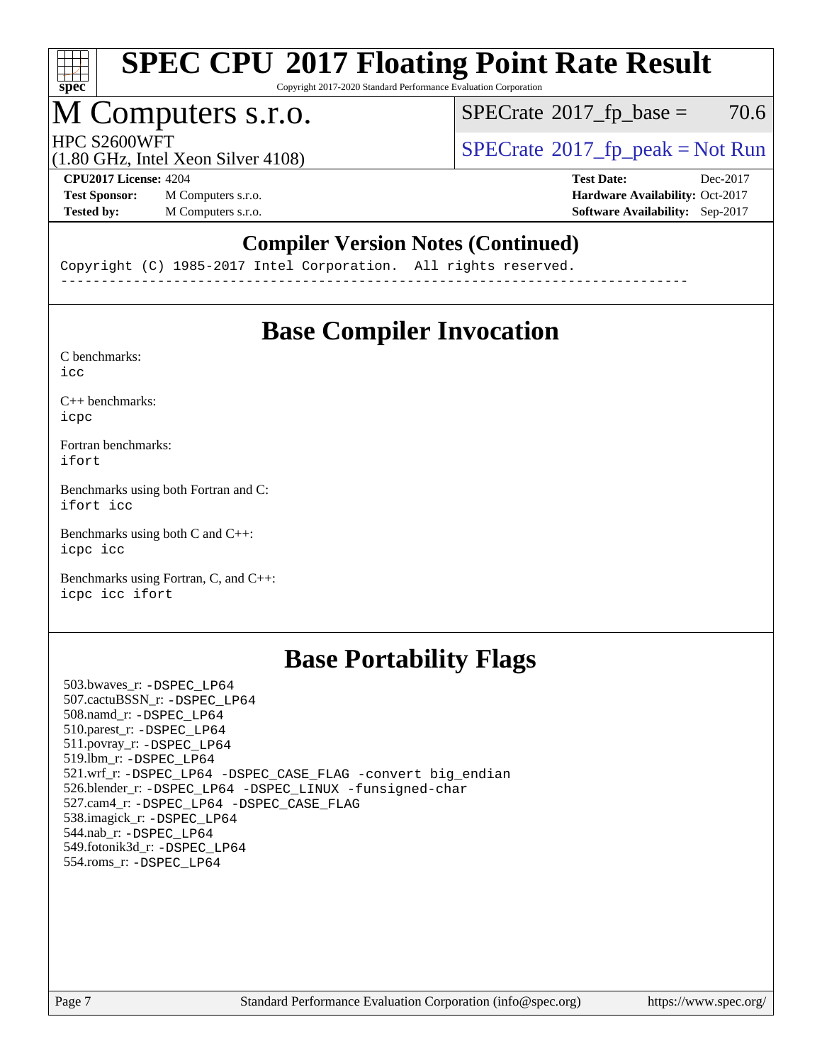# SPEC CPU 2017 Floating Point Rate Result

Copyright 2017-2020 Standard Performance Evaluation Corporation

# M Computers s.r.o.

HPC S2600WFT
(1.80 GHz, Intel Xeon Silver 4108)

SPECrate 2017_fp_base = 70.6

SPECrate 2017_fp_peak = Not Run

**CPU2017 License:** 4204
**Test Sponsor:** M Computers s.r.o.
**Tested by:** M Computers s.r.o.

**Test Date:** Dec-2017
**Hardware Availability:** Oct-2017
**Software Availability:** Sep-2017

## Compiler Version Notes (Continued)

```
Copyright (C) 1985-2017 Intel Corporation.  All rights reserved.
------------------------------------------------------------------------------
```

## Base Compiler Invocation

C benchmarks:
`icc`

C++ benchmarks:
`icpc`

Fortran benchmarks:
`ifort`

Benchmarks using both Fortran and C:
`ifort icc`

Benchmarks using both C and C++:
`icpc icc`

Benchmarks using Fortran, C, and C++:
`icpc icc ifort`

## Base Portability Flags

503.bwaves_r: `-DSPEC_LP64`
507.cactuBSSN_r: `-DSPEC_LP64`
508.namd_r: `-DSPEC_LP64`
510.parest_r: `-DSPEC_LP64`
511.povray_r: `-DSPEC_LP64`
519.lbm_r: `-DSPEC_LP64`
521.wrf_r: `-DSPEC_LP64 -DSPEC_CASE_FLAG -convert big_endian`
526.blender_r: `-DSPEC_LP64 -DSPEC_LINUX -funsigned-char`
527.cam4_r: `-DSPEC_LP64 -DSPEC_CASE_FLAG`
538.imagick_r: `-DSPEC_LP64`
544.nab_r: `-DSPEC_LP64`
549.fotonik3d_r: `-DSPEC_LP64`
554.roms_r: `-DSPEC_LP64`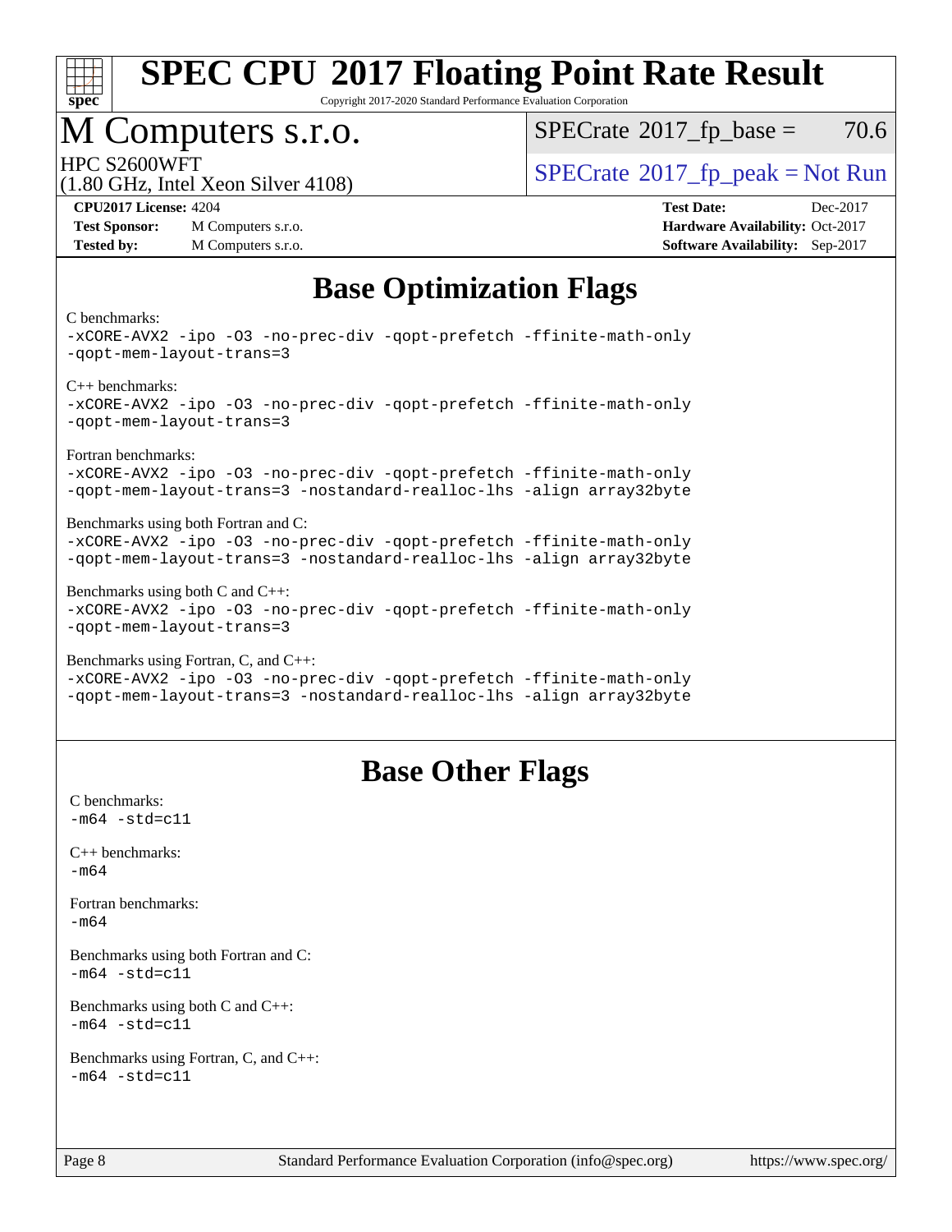# SPEC CPU 2017 Floating Point Rate Result

Copyright 2017-2020 Standard Performance Evaluation Corporation

## M Computers s.r.o.

HPC S2600WFT
(1.80 GHz, Intel Xeon Silver 4108)

SPECrate 2017_fp_base = 70.6

SPECrate 2017_fp_peak = Not Run

**CPU2017 License:** 4204
**Test Sponsor:** M Computers s.r.o.
**Tested by:** M Computers s.r.o.

**Test Date:** Dec-2017
**Hardware Availability:** Oct-2017
**Software Availability:** Sep-2017

## Base Optimization Flags

C benchmarks:
```
-xCORE-AVX2 -ipo -O3 -no-prec-div -qopt-prefetch -ffinite-math-only
-qopt-mem-layout-trans=3
```

C++ benchmarks:
```
-xCORE-AVX2 -ipo -O3 -no-prec-div -qopt-prefetch -ffinite-math-only
-qopt-mem-layout-trans=3
```

Fortran benchmarks:
```
-xCORE-AVX2 -ipo -O3 -no-prec-div -qopt-prefetch -ffinite-math-only
-qopt-mem-layout-trans=3 -nostandard-realloc-lhs -align array32byte
```

Benchmarks using both Fortran and C:
```
-xCORE-AVX2 -ipo -O3 -no-prec-div -qopt-prefetch -ffinite-math-only
-qopt-mem-layout-trans=3 -nostandard-realloc-lhs -align array32byte
```

Benchmarks using both C and C++:
```
-xCORE-AVX2 -ipo -O3 -no-prec-div -qopt-prefetch -ffinite-math-only
-qopt-mem-layout-trans=3
```

Benchmarks using Fortran, C, and C++:
```
-xCORE-AVX2 -ipo -O3 -no-prec-div -qopt-prefetch -ffinite-math-only
-qopt-mem-layout-trans=3 -nostandard-realloc-lhs -align array32byte
```

## Base Other Flags

C benchmarks:
```
-m64 -std=c11
```

C++ benchmarks:
```
-m64
```

Fortran benchmarks:
```
-m64
```

Benchmarks using both Fortran and C:
```
-m64 -std=c11
```

Benchmarks using both C and C++:
```
-m64 -std=c11
```

Benchmarks using Fortran, C, and C++:
```
-m64 -std=c11
```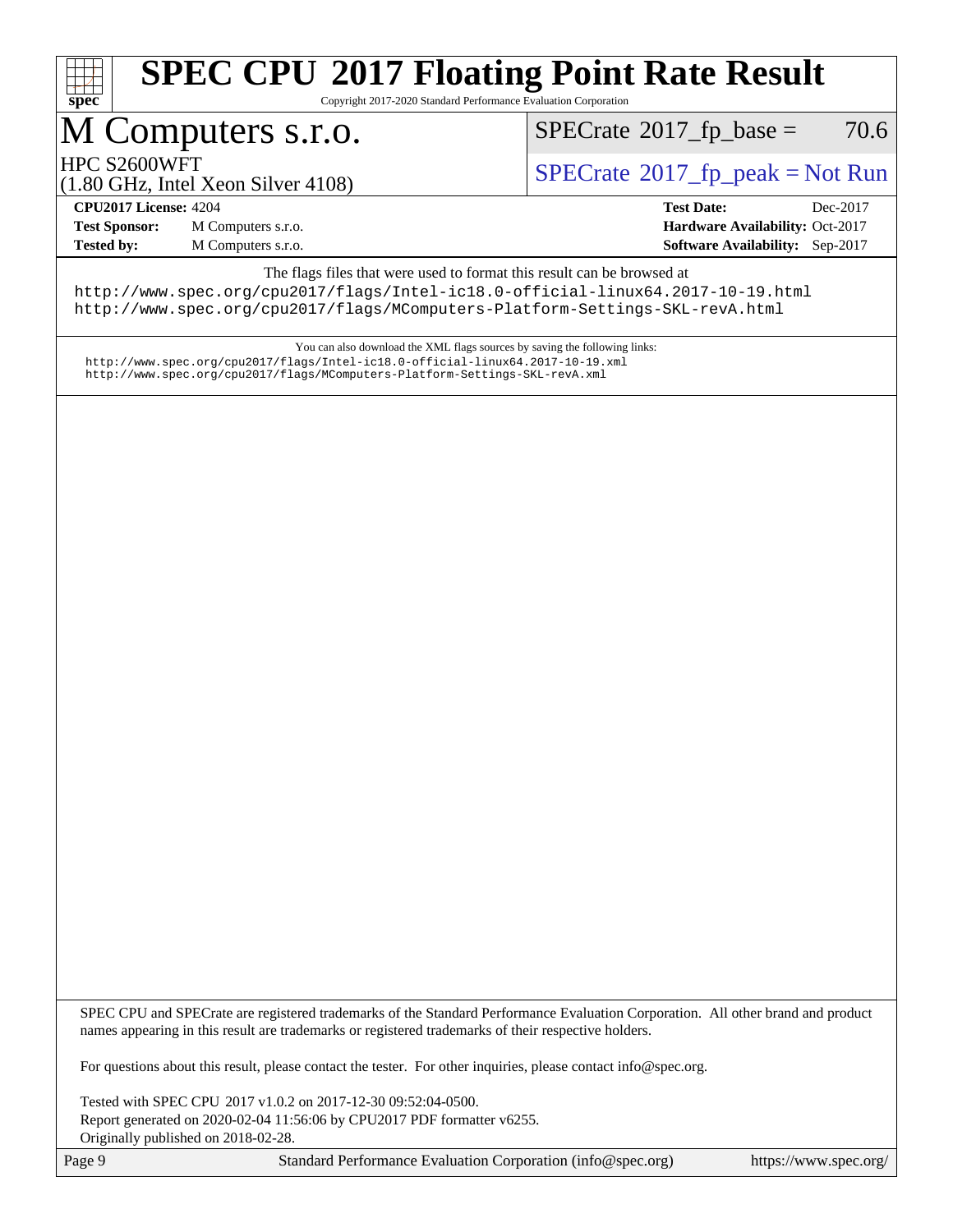# SPEC CPU 2017 Floating Point Rate Result

Copyright 2017-2020 Standard Performance Evaluation Corporation

# M Computers s.r.o.

HPC S2600WFT
(1.80 GHz, Intel Xeon Silver 4108)

SPECrate 2017_fp_base = 70.6

SPECrate 2017_fp_peak = Not Run

**CPU2017 License:** 4204
**Test Sponsor:** M Computers s.r.o.
**Tested by:** M Computers s.r.o.

**Test Date:** Dec-2017
**Hardware Availability:** Oct-2017
**Software Availability:** Sep-2017

The flags files that were used to format this result can be browsed at

http://www.spec.org/cpu2017/flags/Intel-ic18.0-official-linux64.2017-10-19.html
http://www.spec.org/cpu2017/flags/MComputers-Platform-Settings-SKL-revA.html

You can also download the XML flags sources by saving the following links:

http://www.spec.org/cpu2017/flags/Intel-ic18.0-official-linux64.2017-10-19.xml
http://www.spec.org/cpu2017/flags/MComputers-Platform-Settings-SKL-revA.xml

SPEC CPU and SPECrate are registered trademarks of the Standard Performance Evaluation Corporation. All other brand and product names appearing in this result are trademarks or registered trademarks of their respective holders.

For questions about this result, please contact the tester. For other inquiries, please contact info@spec.org.

Tested with SPEC CPU 2017 v1.0.2 on 2017-12-30 09:52:04-0500.
Report generated on 2020-02-04 11:56:06 by CPU2017 PDF formatter v6255.
Originally published on 2018-02-28.